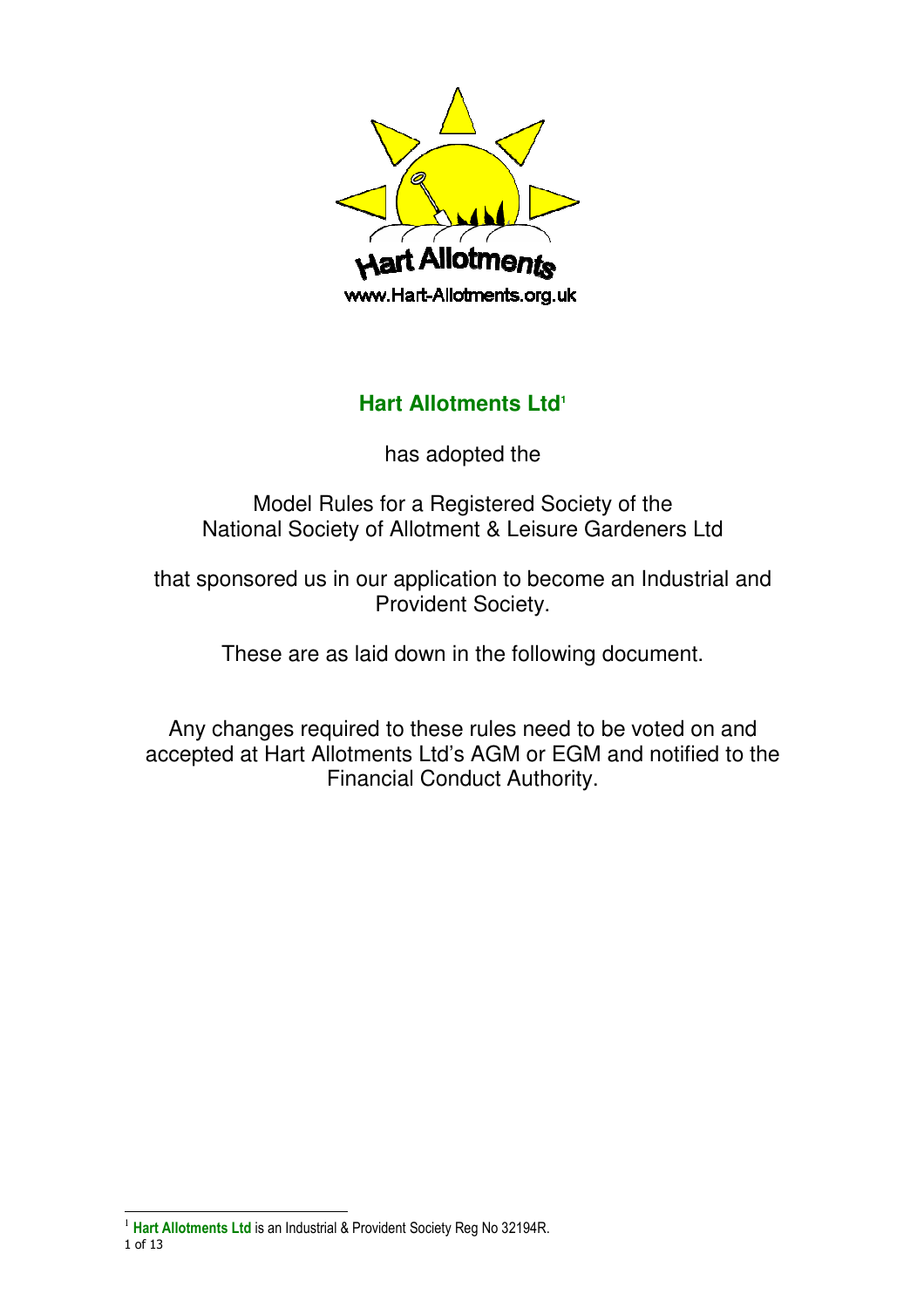Hart Allotments

www.Hart-Allotments.org.uk

# Hart Allotments Ltd[1]

has adopted the

Model Rules for a Registered Society of the
National Society of Allotment & Leisure Gardeners Ltd

that sponsored us in our application to become an Industrial and Provident Society.

These are as laid down in the following document.

Any changes required to these rules need to be voted on and accepted at Hart Allotments Ltd's AGM or EGM and notified to the Financial Conduct Authority.

---

[1] **Hart Allotments Ltd** is an Industrial & Provident Society Reg No 32194R.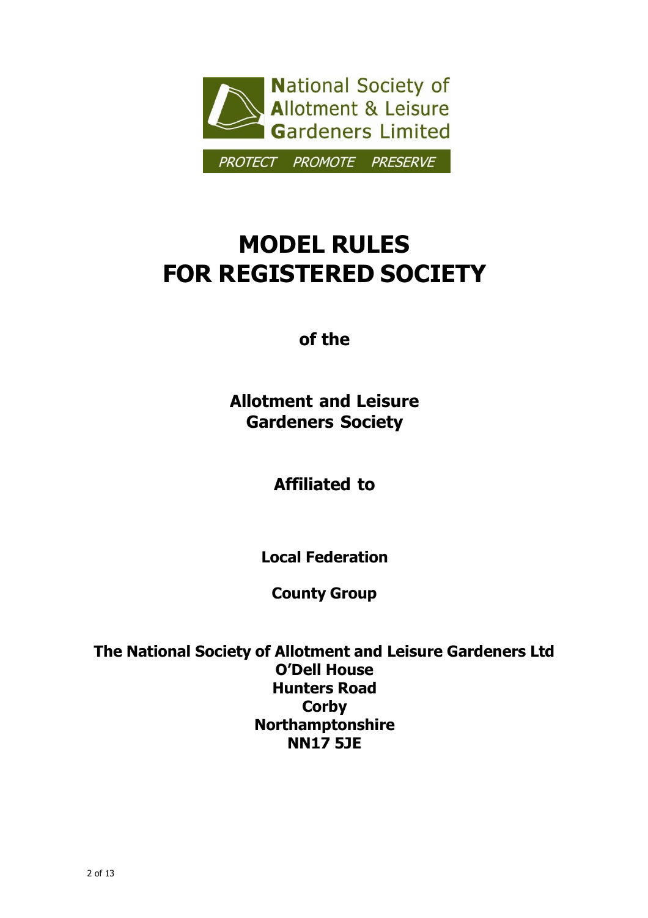National Society of Allotment & Leisure Gardeners Limited

PROTECT PROMOTE PRESERVE

# MODEL RULES FOR REGISTERED SOCIETY

**of the**

**Allotment and Leisure Gardeners Society**

**Affiliated to**

**Local Federation**

**County Group**

**The National Society of Allotment and Leisure Gardeners Ltd**
**O'Dell House**
**Hunters Road**
**Corby**
**Northamptonshire**
**NN17 5JE**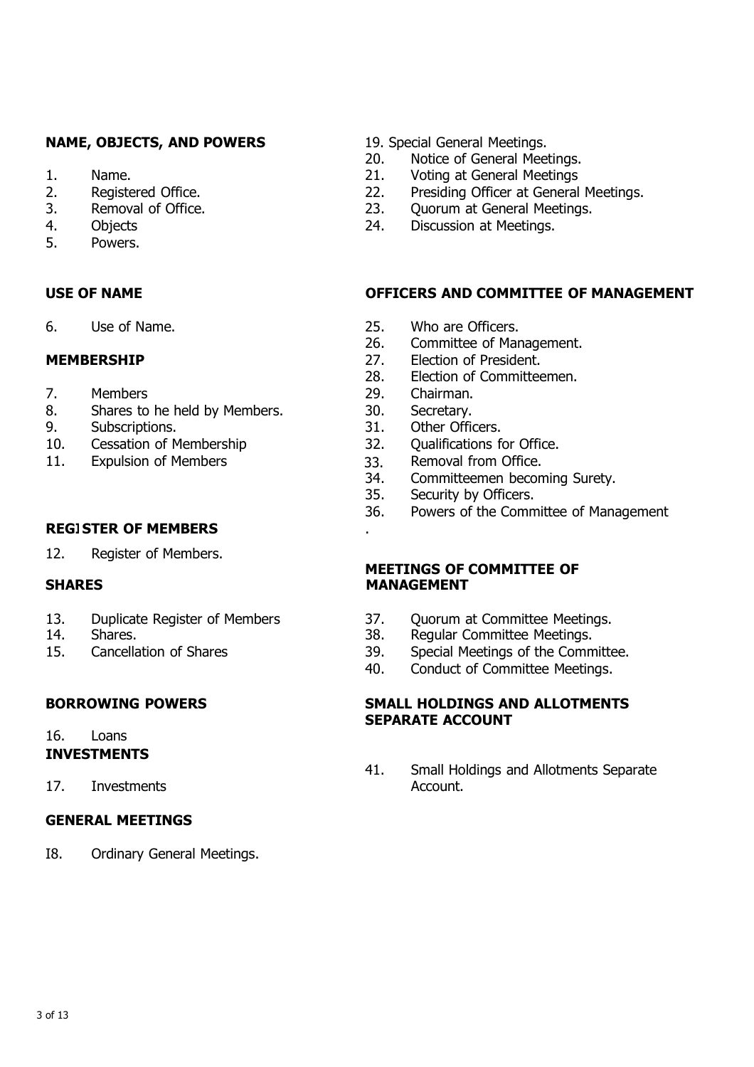## NAME, OBJECTS, AND POWERS

1. Name.
2. Registered Office.
3. Removal of Office.
4. Objects
5. Powers.

## USE OF NAME

6. Use of Name.

## MEMBERSHIP

7. Members
8. Shares to he held by Members.
9. Subscriptions.
10. Cessation of Membership
11. Expulsion of Members

## REGISTER OF MEMBERS

12. Register of Members.

## SHARES

13. Duplicate Register of Members
14. Shares.
15. Cancellation of Shares

## BORROWING POWERS

16. Loans

## INVESTMENTS

17. Investments

## GENERAL MEETINGS

I8. Ordinary General Meetings.
19. Special General Meetings.
20. Notice of General Meetings.
21. Voting at General Meetings
22. Presiding Officer at General Meetings.
23. Quorum at General Meetings.
24. Discussion at Meetings.

## OFFICERS AND COMMITTEE OF MANAGEMENT

25. Who are Officers.
26. Committee of Management.
27. Election of President.
28. Election of Committeemen.
29. Chairman.
30. Secretary.
31. Other Officers.
32. Qualifications for Office.
33. Removal from Office.
34. Committeemen becoming Surety.
35. Security by Officers.
36. Powers of the Committee of Management

.

## MEETINGS OF COMMITTEE OF MANAGEMENT

37. Quorum at Committee Meetings.
38. Regular Committee Meetings.
39. Special Meetings of the Committee.
40. Conduct of Committee Meetings.

## SMALL HOLDINGS AND ALLOTMENTS SEPARATE ACCOUNT

41. Small Holdings and Allotments Separate Account.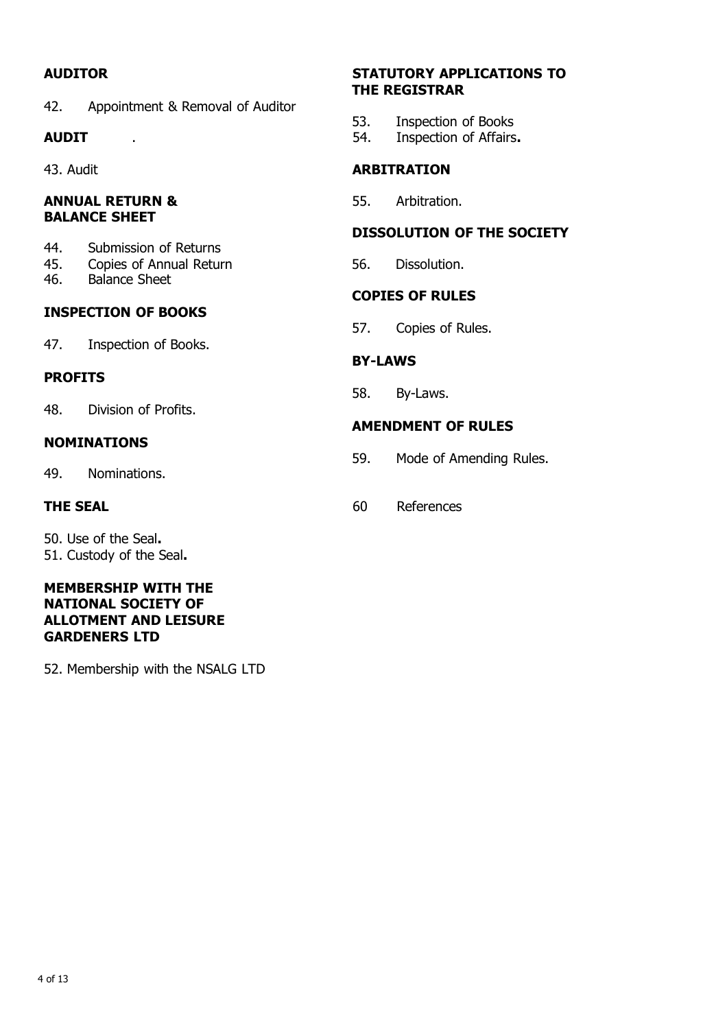**AUDITOR**

42. Appointment & Removal of Auditor

**AUDIT** .

43. Audit

**ANNUAL RETURN & BALANCE SHEET**

44. Submission of Returns
45. Copies of Annual Return
46. Balance Sheet

**INSPECTION OF BOOKS**

47. Inspection of Books.

**PROFITS**

48. Division of Profits.

**NOMINATIONS**

49. Nominations.

**THE SEAL**

50. Use of the Seal**.**
51. Custody of the Seal**.**

**MEMBERSHIP WITH THE NATIONAL SOCIETY OF ALLOTMENT AND LEISURE GARDENERS LTD**

52. Membership with the NSALG LTD

**STATUTORY APPLICATIONS TO THE REGISTRAR**

53. Inspection of Books
54. Inspection of Affairs**.**

**ARBITRATION**

55. Arbitration.

**DISSOLUTION OF THE SOCIETY**

56. Dissolution.

**COPIES OF RULES**

57. Copies of Rules.

**BY-LAWS**

58. By-Laws.

**AMENDMENT OF RULES**

59. Mode of Amending Rules.

60 References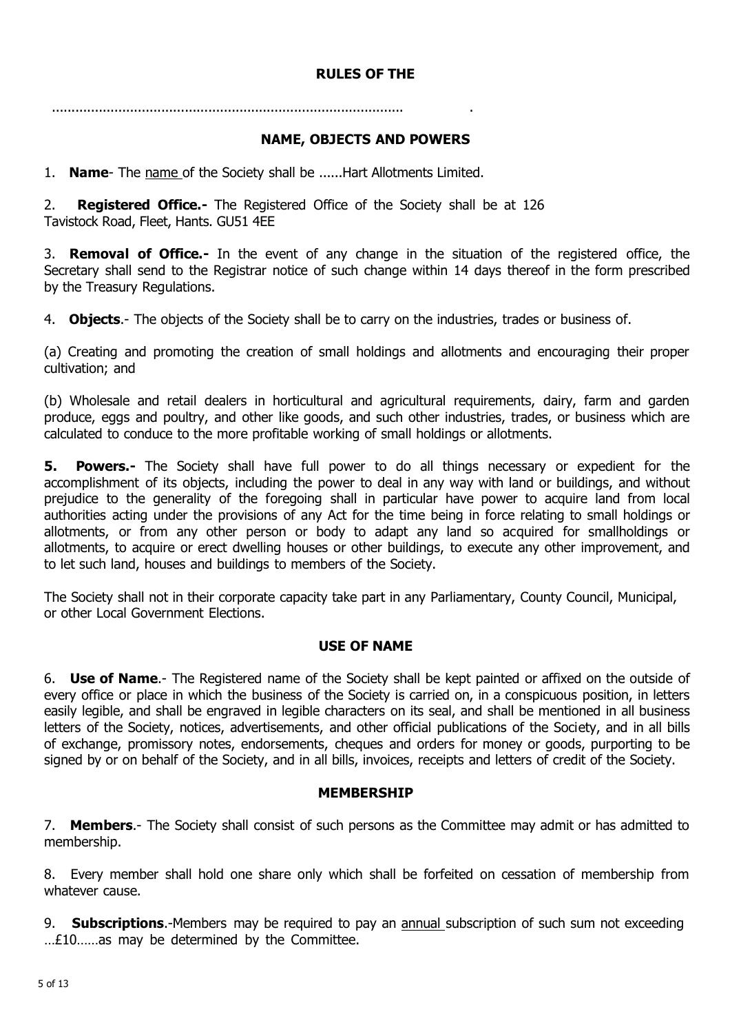# RULES OF THE

.......................................................................................... .

## NAME, OBJECTS AND POWERS

1. **Name**- The name of the Society shall be ......Hart Allotments Limited.

2. **Registered Office.-** The Registered Office of the Society shall be at 126 Tavistock Road, Fleet, Hants. GU51 4EE

3. **Removal of Office.-** In the event of any change in the situation of the registered office, the Secretary shall send to the Registrar notice of such change within 14 days thereof in the form prescribed by the Treasury Regulations.

4. **Objects**.- The objects of the Society shall be to carry on the industries, trades or business of.

(a) Creating and promoting the creation of small holdings and allotments and encouraging their proper cultivation; and

(b) Wholesale and retail dealers in horticultural and agricultural requirements, dairy, farm and garden produce, eggs and poultry, and other like goods, and such other industries, trades, or business which are calculated to conduce to the more profitable working of small holdings or allotments.

**5. Powers.-** The Society shall have full power to do all things necessary or expedient for the accomplishment of its objects, including the power to deal in any way with land or buildings, and without prejudice to the generality of the foregoing shall in particular have power to acquire land from local authorities acting under the provisions of any Act for the time being in force relating to small holdings or allotments, or from any other person or body to adapt any land so acquired for smallholdings or allotments, to acquire or erect dwelling houses or other buildings, to execute any other improvement, and to let such land, houses and buildings to members of the Society.

The Society shall not in their corporate capacity take part in any Parliamentary, County Council, Municipal, or other Local Government Elections.

## USE OF NAME

6. **Use of Name**.- The Registered name of the Society shall be kept painted or affixed on the outside of every office or place in which the business of the Society is carried on, in a conspicuous position, in letters easily legible, and shall be engraved in legible characters on its seal, and shall be mentioned in all business letters of the Society, notices, advertisements, and other official publications of the Society, and in all bills of exchange, promissory notes, endorsements, cheques and orders for money or goods, purporting to be signed by or on behalf of the Society, and in all bills, invoices, receipts and letters of credit of the Society.

## MEMBERSHIP

7. **Members**.- The Society shall consist of such persons as the Committee may admit or has admitted to membership.

8. Every member shall hold one share only which shall be forfeited on cessation of membership from whatever cause.

9. **Subscriptions**.-Members may be required to pay an annual subscription of such sum not exceeding …£10……as may be determined by the Committee.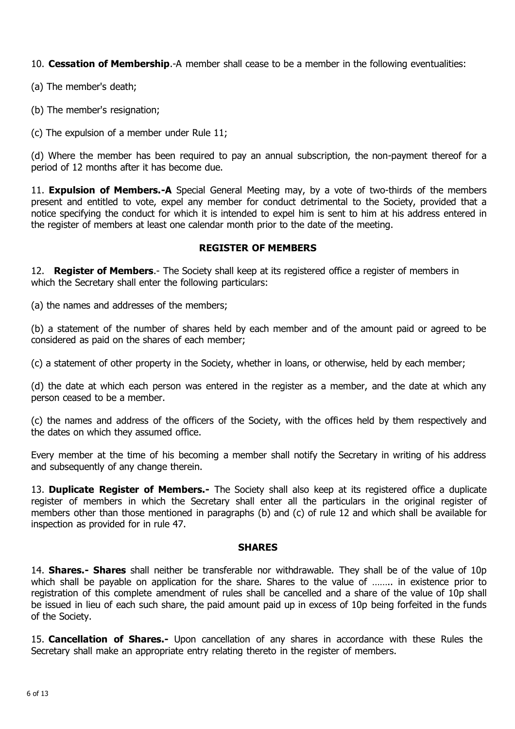10. **Cessation of Membership**.-A member shall cease to be a member in the following eventualities:

(a) The member's death;

(b) The member's resignation;

(c) The expulsion of a member under Rule 11;

(d) Where the member has been required to pay an annual subscription, the non-payment thereof for a period of 12 months after it has become due.

11. **Expulsion of Members.-A** Special General Meeting may, by a vote of two-thirds of the members present and entitled to vote, expel any member for conduct detrimental to the Society, provided that a notice specifying the conduct for which it is intended to expel him is sent to him at his address entered in the register of members at least one calendar month prior to the date of the meeting.

## REGISTER OF MEMBERS

12. **Register of Members**.- The Society shall keep at its registered office a register of members in which the Secretary shall enter the following particulars:

(a) the names and addresses of the members;

(b) a statement of the number of shares held by each member and of the amount paid or agreed to be considered as paid on the shares of each member;

(c) a statement of other property in the Society, whether in loans, or otherwise, held by each member;

(d) the date at which each person was entered in the register as a member, and the date at which any person ceased to be a member.

(c) the names and address of the officers of the Society, with the offices held by them respectively and the dates on which they assumed office.

Every member at the time of his becoming a member shall notify the Secretary in writing of his address and subsequently of any change therein.

13. **Duplicate Register of Members.-** The Society shall also keep at its registered office a duplicate register of members in which the Secretary shall enter all the particulars in the original register of members other than those mentioned in paragraphs (b) and (c) of rule 12 and which shall be available for inspection as provided for in rule 47.

## SHARES

14. **Shares.- Shares** shall neither be transferable nor withdrawable. They shall be of the value of 10p which shall be payable on application for the share. Shares to the value of …….. in existence prior to registration of this complete amendment of rules shall be cancelled and a share of the value of 10p shall be issued in lieu of each such share, the paid amount paid up in excess of 10p being forfeited in the funds of the Society.

15. **Cancellation of Shares.-** Upon cancellation of any shares in accordance with these Rules the Secretary shall make an appropriate entry relating thereto in the register of members.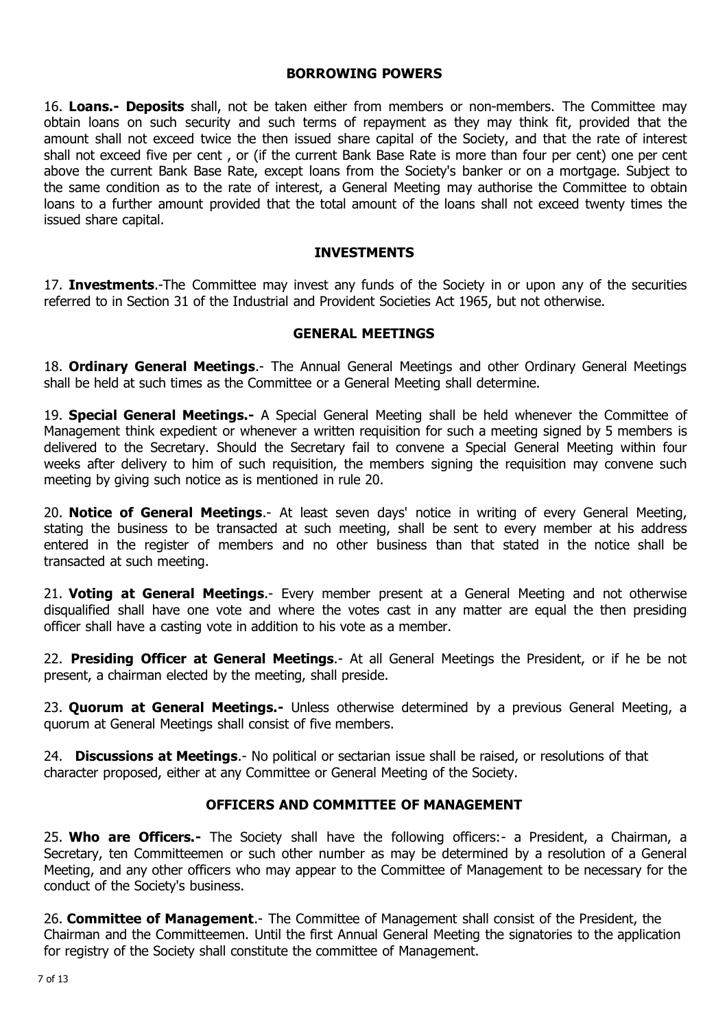## BORROWING POWERS

16. **Loans.- Deposits** shall, not be taken either from members or non-members. The Committee may obtain loans on such security and such terms of repayment as they may think fit, provided that the amount shall not exceed twice the then issued share capital of the Society, and that the rate of interest shall not exceed five per cent , or (if the current Bank Base Rate is more than four per cent) one per cent above the current Bank Base Rate, except loans from the Society's banker or on a mortgage. Subject to the same condition as to the rate of interest, a General Meeting may authorise the Committee to obtain loans to a further amount provided that the total amount of the loans shall not exceed twenty times the issued share capital.

## INVESTMENTS

17. **Investments**.-The Committee may invest any funds of the Society in or upon any of the securities referred to in Section 31 of the Industrial and Provident Societies Act 1965, but not otherwise.

## GENERAL MEETINGS

18. **Ordinary General Meetings**.- The Annual General Meetings and other Ordinary General Meetings shall be held at such times as the Committee or a General Meeting shall determine.

19. **Special General Meetings.-** A Special General Meeting shall be held whenever the Committee of Management think expedient or whenever a written requisition for such a meeting signed by 5 members is delivered to the Secretary. Should the Secretary fail to convene a Special General Meeting within four weeks after delivery to him of such requisition, the members signing the requisition may convene such meeting by giving such notice as is mentioned in rule 20.

20. **Notice of General Meetings**.- At least seven days' notice in writing of every General Meeting, stating the business to be transacted at such meeting, shall be sent to every member at his address entered in the register of members and no other business than that stated in the notice shall be transacted at such meeting.

21. **Voting at General Meetings**.- Every member present at a General Meeting and not otherwise disqualified shall have one vote and where the votes cast in any matter are equal the then presiding officer shall have a casting vote in addition to his vote as a member.

22. **Presiding Officer at General Meetings**.- At all General Meetings the President, or if he be not present, a chairman elected by the meeting, shall preside.

23. **Quorum at General Meetings.-** Unless otherwise determined by a previous General Meeting, a quorum at General Meetings shall consist of five members.

24. **Discussions at Meetings**.- No political or sectarian issue shall be raised, or resolutions of that character proposed, either at any Committee or General Meeting of the Society.

## OFFICERS AND COMMITTEE OF MANAGEMENT

25. **Who are Officers.-** The Society shall have the following officers:- a President, a Chairman, a Secretary, ten Committeemen or such other number as may be determined by a resolution of a General Meeting, and any other officers who may appear to the Committee of Management to be necessary for the conduct of the Society's business.

26. **Committee of Management**.- The Committee of Management shall consist of the President, the Chairman and the Committeemen. Until the first Annual General Meeting the signatories to the application for registry of the Society shall constitute the committee of Management.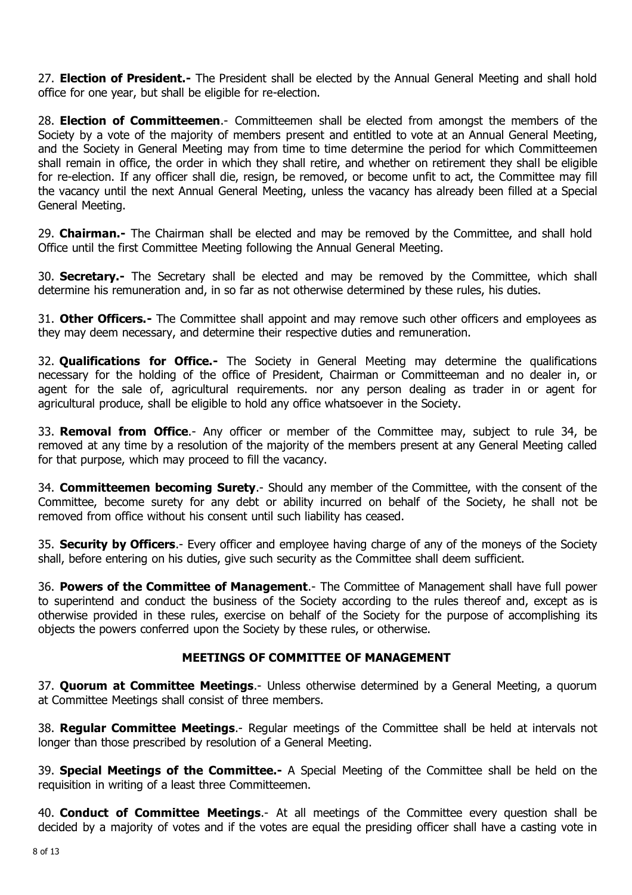27. **Election of President.-** The President shall be elected by the Annual General Meeting and shall hold office for one year, but shall be eligible for re-election.

28. **Election of Committeemen**.- Committeemen shall be elected from amongst the members of the Society by a vote of the majority of members present and entitled to vote at an Annual General Meeting, and the Society in General Meeting may from time to time determine the period for which Committeemen shall remain in office, the order in which they shall retire, and whether on retirement they shall be eligible for re-election. If any officer shall die, resign, be removed, or become unfit to act, the Committee may fill the vacancy until the next Annual General Meeting, unless the vacancy has already been filled at a Special General Meeting.

29. **Chairman.-** The Chairman shall be elected and may be removed by the Committee, and shall hold Office until the first Committee Meeting following the Annual General Meeting.

30. **Secretary.-** The Secretary shall be elected and may be removed by the Committee, which shall determine his remuneration and, in so far as not otherwise determined by these rules, his duties.

31. **Other Officers.-** The Committee shall appoint and may remove such other officers and employees as they may deem necessary, and determine their respective duties and remuneration.

32. **Qualifications for Office.-** The Society in General Meeting may determine the qualifications necessary for the holding of the office of President, Chairman or Committeeman and no dealer in, or agent for the sale of, agricultural requirements. nor any person dealing as trader in or agent for agricultural produce, shall be eligible to hold any office whatsoever in the Society.

33. **Removal from Office**.- Any officer or member of the Committee may, subject to rule 34, be removed at any time by a resolution of the majority of the members present at any General Meeting called for that purpose, which may proceed to fill the vacancy.

34. **Committeemen becoming Surety**.- Should any member of the Committee, with the consent of the Committee, become surety for any debt or ability incurred on behalf of the Society, he shall not be removed from office without his consent until such liability has ceased.

35. **Security by Officers**.- Every officer and employee having charge of any of the moneys of the Society shall, before entering on his duties, give such security as the Committee shall deem sufficient.

36. **Powers of the Committee of Management**.- The Committee of Management shall have full power to superintend and conduct the business of the Society according to the rules thereof and, except as is otherwise provided in these rules, exercise on behalf of the Society for the purpose of accomplishing its objects the powers conferred upon the Society by these rules, or otherwise.

## MEETINGS OF COMMITTEE OF MANAGEMENT

37. **Quorum at Committee Meetings**.- Unless otherwise determined by a General Meeting, a quorum at Committee Meetings shall consist of three members.

38. **Regular Committee Meetings**.- Regular meetings of the Committee shall be held at intervals not longer than those prescribed by resolution of a General Meeting.

39. **Special Meetings of the Committee.-** A Special Meeting of the Committee shall be held on the requisition in writing of a least three Committeemen.

40. **Conduct of Committee Meetings**.- At all meetings of the Committee every question shall be decided by a majority of votes and if the votes are equal the presiding officer shall have a casting vote in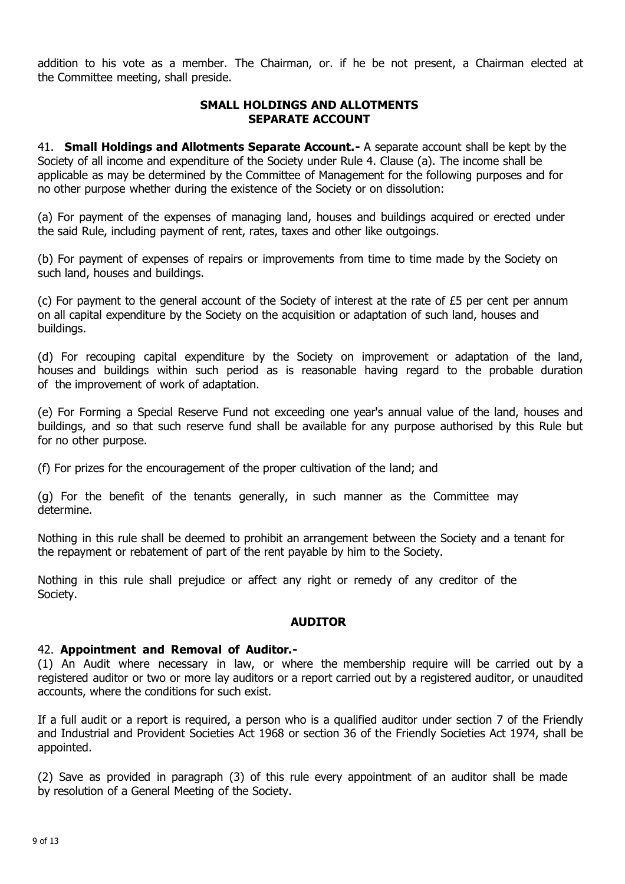addition to his vote as a member. The Chairman, or. if he be not present, a Chairman elected at the Committee meeting, shall preside.

## SMALL HOLDINGS AND ALLOTMENTS SEPARATE ACCOUNT

41. **Small Holdings and Allotments Separate Account.-** A separate account shall be kept by the Society of all income and expenditure of the Society under Rule 4. Clause (a). The income shall be applicable as may be determined by the Committee of Management for the following purposes and for no other purpose whether during the existence of the Society or on dissolution:

(a) For payment of the expenses of managing land, houses and buildings acquired or erected under the said Rule, including payment of rent, rates, taxes and other like outgoings.

(b) For payment of expenses of repairs or improvements from time to time made by the Society on such land, houses and buildings.

(c) For payment to the general account of the Society of interest at the rate of £5 per cent per annum on all capital expenditure by the Society on the acquisition or adaptation of such land, houses and buildings.

(d) For recouping capital expenditure by the Society on improvement or adaptation of the land, houses and buildings within such period as is reasonable having regard to the probable duration of the improvement of work of adaptation.

(e) For Forming a Special Reserve Fund not exceeding one year's annual value of the land, houses and buildings, and so that such reserve fund shall be available for any purpose authorised by this Rule but for no other purpose.

(f) For prizes for the encouragement of the proper cultivation of the land; and

(g) For the benefit of the tenants generally, in such manner as the Committee may determine.

Nothing in this rule shall be deemed to prohibit an arrangement between the Society and a tenant for the repayment or rebatement of part of the rent payable by him to the Society.

Nothing in this rule shall prejudice or affect any right or remedy of any creditor of the Society.

## AUDITOR

42. **Appointment and Removal of Auditor.-**
(1) An Audit where necessary in law, or where the membership require will be carried out by a registered auditor or two or more lay auditors or a report carried out by a registered auditor, or unaudited accounts, where the conditions for such exist.

If a full audit or a report is required, a person who is a qualified auditor under section 7 of the Friendly and Industrial and Provident Societies Act 1968 or section 36 of the Friendly Societies Act 1974, shall be appointed.

(2) Save as provided in paragraph (3) of this rule every appointment of an auditor shall be made by resolution of a General Meeting of the Society.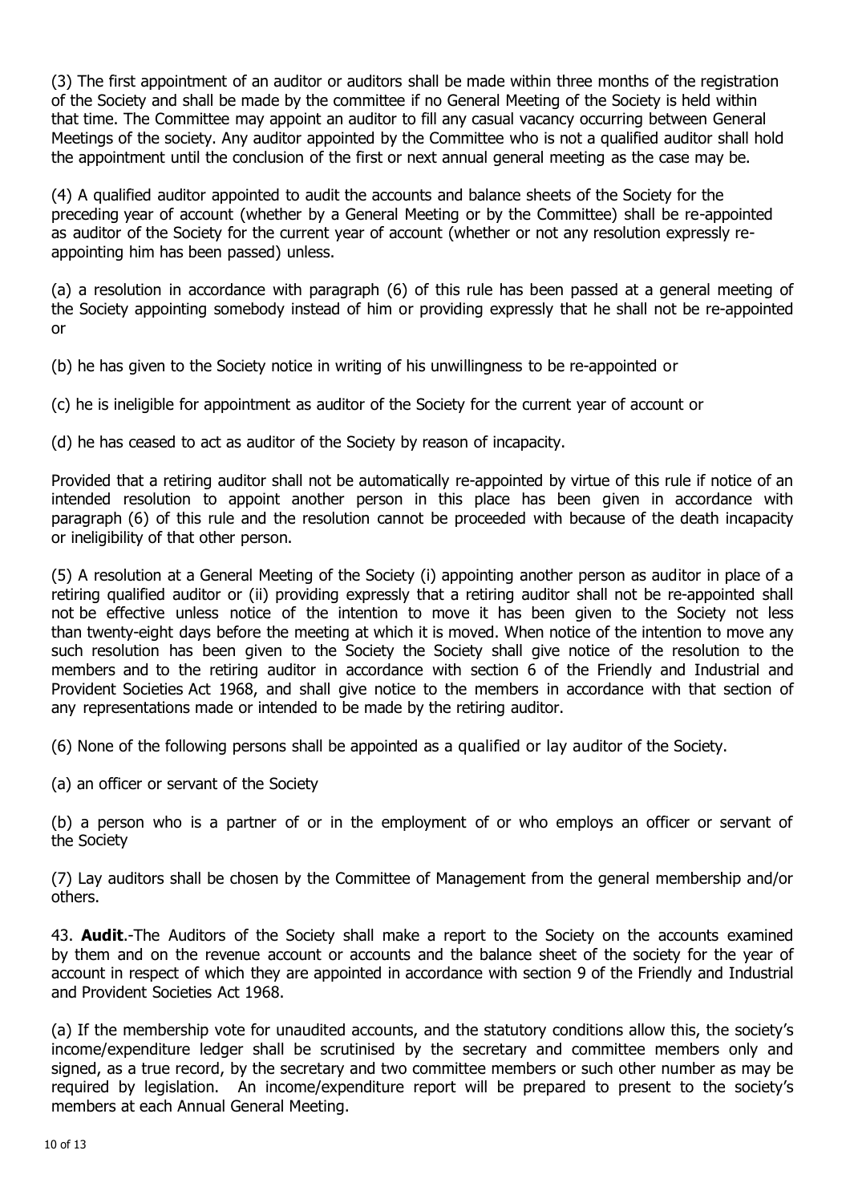(3) The first appointment of an auditor or auditors shall be made within three months of the registration of the Society and shall be made by the committee if no General Meeting of the Society is held within that time. The Committee may appoint an auditor to fill any casual vacancy occurring between General Meetings of the society. Any auditor appointed by the Committee who is not a qualified auditor shall hold the appointment until the conclusion of the first or next annual general meeting as the case may be.

(4) A qualified auditor appointed to audit the accounts and balance sheets of the Society for the preceding year of account (whether by a General Meeting or by the Committee) shall be re-appointed as auditor of the Society for the current year of account (whether or not any resolution expressly re-appointing him has been passed) unless.

(a) a resolution in accordance with paragraph (6) of this rule has been passed at a general meeting of the Society appointing somebody instead of him or providing expressly that he shall not be re-appointed or

(b) he has given to the Society notice in writing of his unwillingness to be re-appointed or

(c) he is ineligible for appointment as auditor of the Society for the current year of account or

(d) he has ceased to act as auditor of the Society by reason of incapacity.

Provided that a retiring auditor shall not be automatically re-appointed by virtue of this rule if notice of an intended resolution to appoint another person in this place has been given in accordance with paragraph (6) of this rule and the resolution cannot be proceeded with because of the death incapacity or ineligibility of that other person.

(5) A resolution at a General Meeting of the Society (i) appointing another person as auditor in place of a retiring qualified auditor or (ii) providing expressly that a retiring auditor shall not be re-appointed shall not be effective unless notice of the intention to move it has been given to the Society not less than twenty-eight days before the meeting at which it is moved. When notice of the intention to move any such resolution has been given to the Society the Society shall give notice of the resolution to the members and to the retiring auditor in accordance with section 6 of the Friendly and Industrial and Provident Societies Act 1968, and shall give notice to the members in accordance with that section of any representations made or intended to be made by the retiring auditor.

(6) None of the following persons shall be appointed as a qualified or lay auditor of the Society.

(a) an officer or servant of the Society

(b) a person who is a partner of or in the employment of or who employs an officer or servant of the Society

(7) Lay auditors shall be chosen by the Committee of Management from the general membership and/or others.

43. **Audit**.-The Auditors of the Society shall make a report to the Society on the accounts examined by them and on the revenue account or accounts and the balance sheet of the society for the year of account in respect of which they are appointed in accordance with section 9 of the Friendly and Industrial and Provident Societies Act 1968.

(a) If the membership vote for unaudited accounts, and the statutory conditions allow this, the society's income/expenditure ledger shall be scrutinised by the secretary and committee members only and signed, as a true record, by the secretary and two committee members or such other number as may be required by legislation. An income/expenditure report will be prepared to present to the society's members at each Annual General Meeting.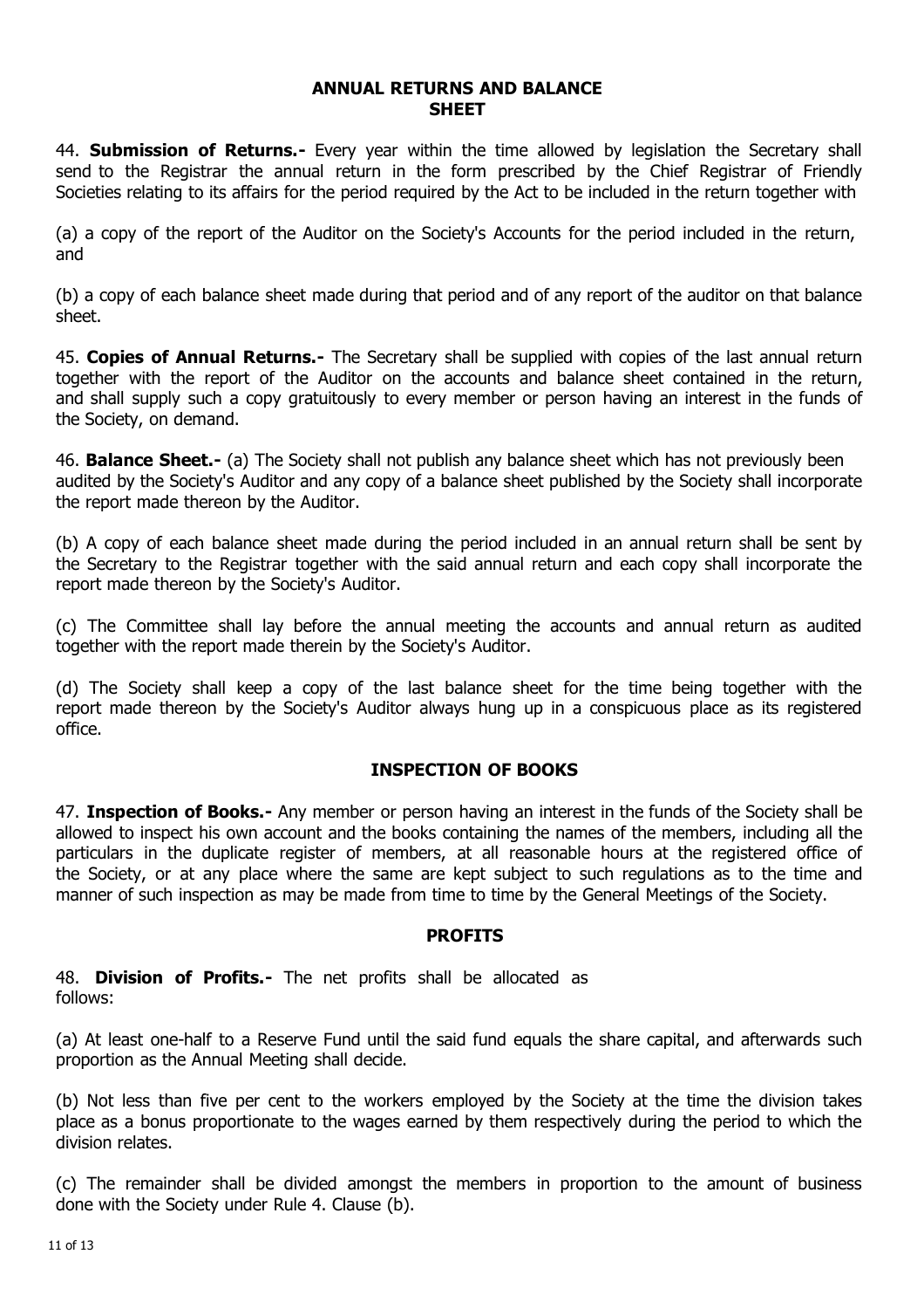## ANNUAL RETURNS AND BALANCE SHEET

44. **Submission of Returns.-** Every year within the time allowed by legislation the Secretary shall send to the Registrar the annual return in the form prescribed by the Chief Registrar of Friendly Societies relating to its affairs for the period required by the Act to be included in the return together with

(a) a copy of the report of the Auditor on the Society's Accounts for the period included in the return, and

(b) a copy of each balance sheet made during that period and of any report of the auditor on that balance sheet.

45. **Copies of Annual Returns.-** The Secretary shall be supplied with copies of the last annual return together with the report of the Auditor on the accounts and balance sheet contained in the return, and shall supply such a copy gratuitously to every member or person having an interest in the funds of the Society, on demand.

46. **Balance Sheet.-** (a) The Society shall not publish any balance sheet which has not previously been audited by the Society's Auditor and any copy of a balance sheet published by the Society shall incorporate the report made thereon by the Auditor.

(b) A copy of each balance sheet made during the period included in an annual return shall be sent by the Secretary to the Registrar together with the said annual return and each copy shall incorporate the report made thereon by the Society's Auditor.

(c) The Committee shall lay before the annual meeting the accounts and annual return as audited together with the report made therein by the Society's Auditor.

(d) The Society shall keep a copy of the last balance sheet for the time being together with the report made thereon by the Society's Auditor always hung up in a conspicuous place as its registered office.

## INSPECTION OF BOOKS

47. **Inspection of Books.-** Any member or person having an interest in the funds of the Society shall be allowed to inspect his own account and the books containing the names of the members, including all the particulars in the duplicate register of members, at all reasonable hours at the registered office of the Society, or at any place where the same are kept subject to such regulations as to the time and manner of such inspection as may be made from time to time by the General Meetings of the Society.

## PROFITS

48. **Division of Profits.-** The net profits shall be allocated as follows:

(a) At least one-half to a Reserve Fund until the said fund equals the share capital, and afterwards such proportion as the Annual Meeting shall decide.

(b) Not less than five per cent to the workers employed by the Society at the time the division takes place as a bonus proportionate to the wages earned by them respectively during the period to which the division relates.

(c) The remainder shall be divided amongst the members in proportion to the amount of business done with the Society under Rule 4. Clause (b).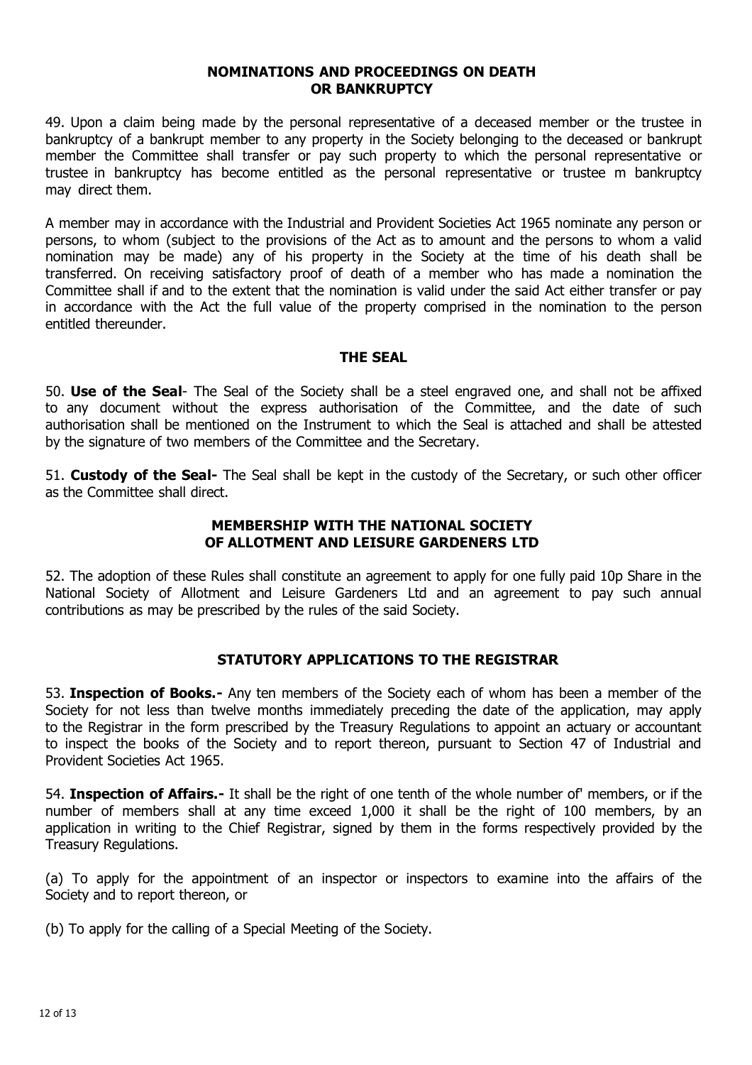## NOMINATIONS AND PROCEEDINGS ON DEATH OR BANKRUPTCY

49. Upon a claim being made by the personal representative of a deceased member or the trustee in bankruptcy of a bankrupt member to any property in the Society belonging to the deceased or bankrupt member the Committee shall transfer or pay such property to which the personal representative or trustee in bankruptcy has become entitled as the personal representative or trustee m bankruptcy may direct them.

A member may in accordance with the Industrial and Provident Societies Act 1965 nominate any person or persons, to whom (subject to the provisions of the Act as to amount and the persons to whom a valid nomination may be made) any of his property in the Society at the time of his death shall be transferred. On receiving satisfactory proof of death of a member who has made a nomination the Committee shall if and to the extent that the nomination is valid under the said Act either transfer or pay in accordance with the Act the full value of the property comprised in the nomination to the person entitled thereunder.

## THE SEAL

50. **Use of the Seal**- The Seal of the Society shall be a steel engraved one, and shall not be affixed to any document without the express authorisation of the Committee, and the date of such authorisation shall be mentioned on the Instrument to which the Seal is attached and shall be attested by the signature of two members of the Committee and the Secretary.

51. **Custody of the Seal-** The Seal shall be kept in the custody of the Secretary, or such other officer as the Committee shall direct.

## MEMBERSHIP WITH THE NATIONAL SOCIETY OF ALLOTMENT AND LEISURE GARDENERS LTD

52. The adoption of these Rules shall constitute an agreement to apply for one fully paid 10p Share in the National Society of Allotment and Leisure Gardeners Ltd and an agreement to pay such annual contributions as may be prescribed by the rules of the said Society.

## STATUTORY APPLICATIONS TO THE REGISTRAR

53. **Inspection of Books.-** Any ten members of the Society each of whom has been a member of the Society for not less than twelve months immediately preceding the date of the application, may apply to the Registrar in the form prescribed by the Treasury Regulations to appoint an actuary or accountant to inspect the books of the Society and to report thereon, pursuant to Section 47 of Industrial and Provident Societies Act 1965.

54. **Inspection of Affairs.-** It shall be the right of one tenth of the whole number of' members, or if the number of members shall at any time exceed 1,000 it shall be the right of 100 members, by an application in writing to the Chief Registrar, signed by them in the forms respectively provided by the Treasury Regulations.

(a) To apply for the appointment of an inspector or inspectors to examine into the affairs of the Society and to report thereon, or

(b) To apply for the calling of a Special Meeting of the Society.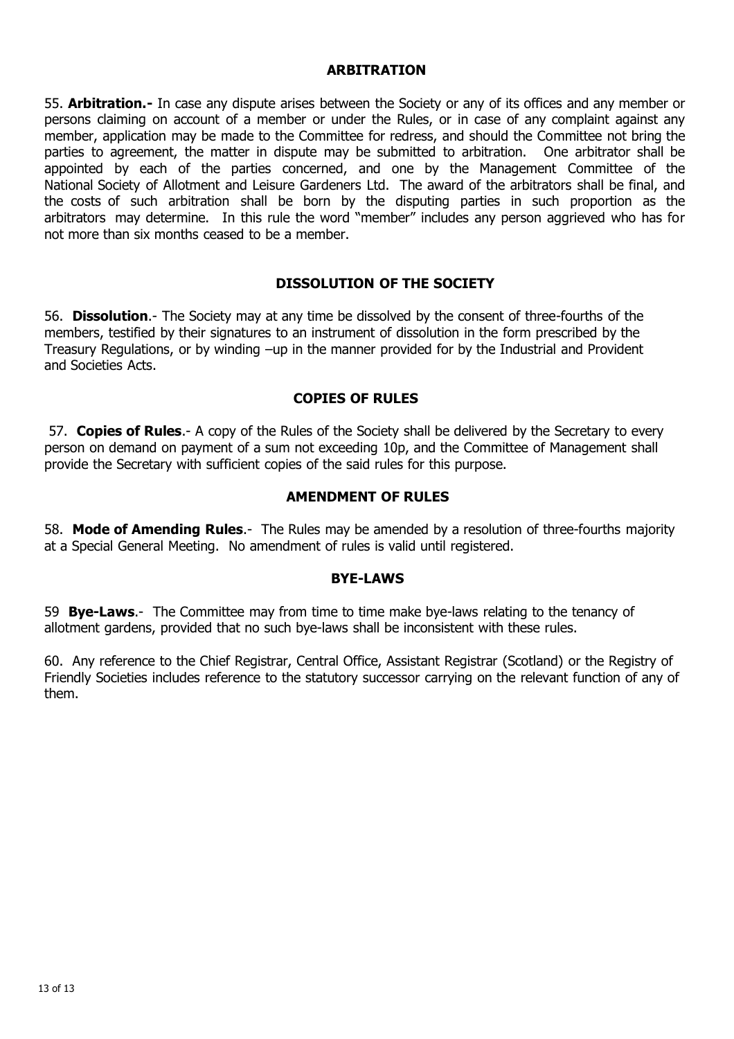## ARBITRATION

55. **Arbitration.-** In case any dispute arises between the Society or any of its offices and any member or persons claiming on account of a member or under the Rules, or in case of any complaint against any member, application may be made to the Committee for redress, and should the Committee not bring the parties to agreement, the matter in dispute may be submitted to arbitration. One arbitrator shall be appointed by each of the parties concerned, and one by the Management Committee of the National Society of Allotment and Leisure Gardeners Ltd. The award of the arbitrators shall be final, and the costs of such arbitration shall be born by the disputing parties in such proportion as the arbitrators may determine. In this rule the word "member" includes any person aggrieved who has for not more than six months ceased to be a member.

## DISSOLUTION OF THE SOCIETY

56. **Dissolution**.- The Society may at any time be dissolved by the consent of three-fourths of the members, testified by their signatures to an instrument of dissolution in the form prescribed by the Treasury Regulations, or by winding –up in the manner provided for by the Industrial and Provident and Societies Acts.

## COPIES OF RULES

57. **Copies of Rules**.- A copy of the Rules of the Society shall be delivered by the Secretary to every person on demand on payment of a sum not exceeding 10p, and the Committee of Management shall provide the Secretary with sufficient copies of the said rules for this purpose.

## AMENDMENT OF RULES

58. **Mode of Amending Rules**.- The Rules may be amended by a resolution of three-fourths majority at a Special General Meeting. No amendment of rules is valid until registered.

## BYE-LAWS

59 **Bye-Laws**.- The Committee may from time to time make bye-laws relating to the tenancy of allotment gardens, provided that no such bye-laws shall be inconsistent with these rules.

60. Any reference to the Chief Registrar, Central Office, Assistant Registrar (Scotland) or the Registry of Friendly Societies includes reference to the statutory successor carrying on the relevant function of any of them.